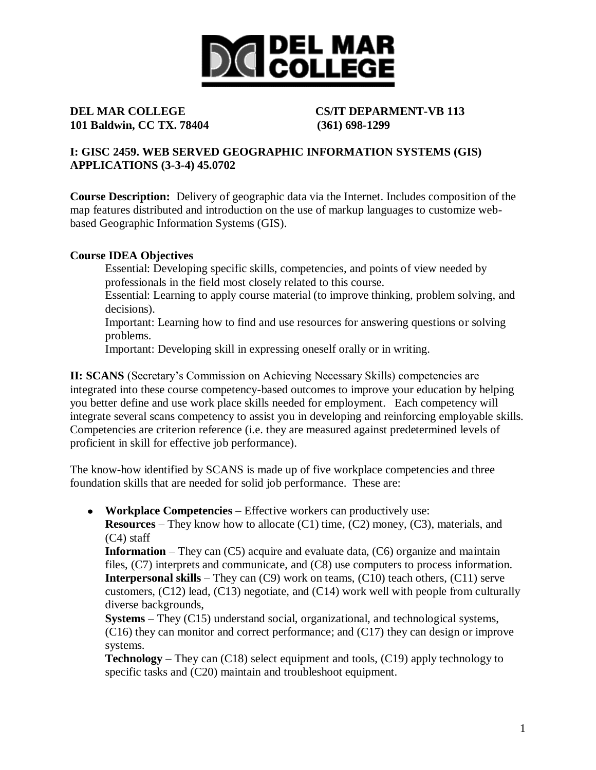# DEL MAR COLLEGE

**DEL MAR COLLEGE** **CS/IT DEPARMENT-VB 113**
**101 Baldwin, CC TX. 78404** **(361) 698-1299**

## I: GISC 2459. WEB SERVED GEOGRAPHIC INFORMATION SYSTEMS (GIS) APPLICATIONS (3-3-4) 45.0702

**Course Description:** Delivery of geographic data via the Internet. Includes composition of the map features distributed and introduction on the use of markup languages to customize web-based Geographic Information Systems (GIS).

**Course IDEA Objectives**

Essential: Developing specific skills, competencies, and points of view needed by professionals in the field most closely related to this course.
Essential: Learning to apply course material (to improve thinking, problem solving, and decisions).
Important: Learning how to find and use resources for answering questions or solving problems.
Important: Developing skill in expressing oneself orally or in writing.

**II: SCANS** (Secretary's Commission on Achieving Necessary Skills) competencies are integrated into these course competency-based outcomes to improve your education by helping you better define and use work place skills needed for employment. Each competency will integrate several scans competency to assist you in developing and reinforcing employable skills. Competencies are criterion reference (i.e. they are measured against predetermined levels of proficient in skill for effective job performance).

The know-how identified by SCANS is made up of five workplace competencies and three foundation skills that are needed for solid job performance. These are:

- **Workplace Competencies** – Effective workers can productively use:
  **Resources** – They know how to allocate (C1) time, (C2) money, (C3), materials, and (C4) staff
  **Information** – They can (C5) acquire and evaluate data, (C6) organize and maintain files, (C7) interprets and communicate, and (C8) use computers to process information.
  **Interpersonal skills** – They can (C9) work on teams, (C10) teach others, (C11) serve customers, (C12) lead, (C13) negotiate, and (C14) work well with people from culturally diverse backgrounds,
  **Systems** – They (C15) understand social, organizational, and technological systems, (C16) they can monitor and correct performance; and (C17) they can design or improve systems.
  **Technology** – They can (C18) select equipment and tools, (C19) apply technology to specific tasks and (C20) maintain and troubleshoot equipment.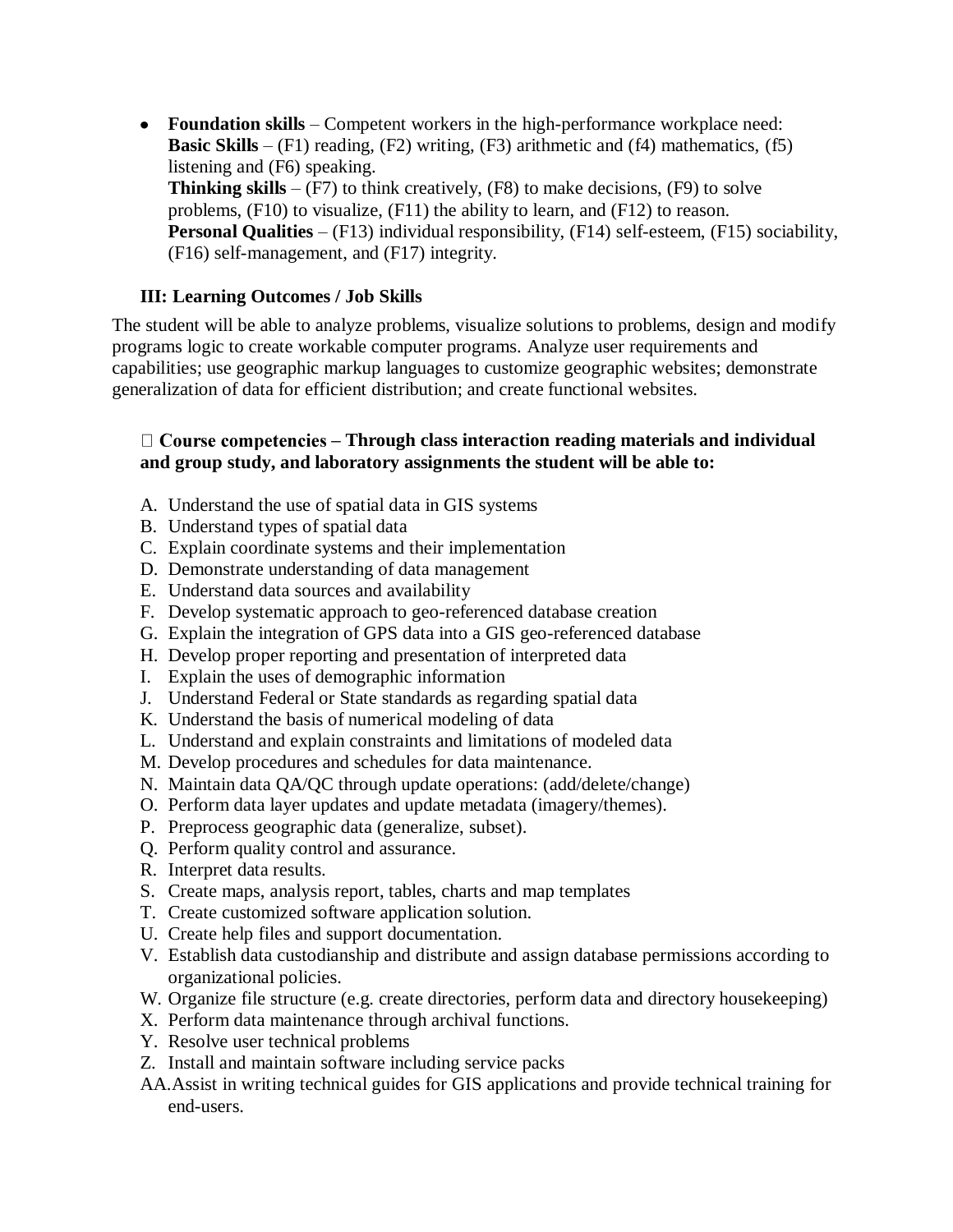- **Foundation skills** – Competent workers in the high-performance workplace need:
  **Basic Skills** – (F1) reading, (F2) writing, (F3) arithmetic and (f4) mathematics, (f5) listening and (F6) speaking.
  **Thinking skills** – (F7) to think creatively, (F8) to make decisions, (F9) to solve problems, (F10) to visualize, (F11) the ability to learn, and (F12) to reason.
  **Personal Qualities** – (F13) individual responsibility, (F14) self-esteem, (F15) sociability, (F16) self-management, and (F17) integrity.

### III: Learning Outcomes / Job Skills

The student will be able to analyze problems, visualize solutions to problems, design and modify programs logic to create workable computer programs. Analyze user requirements and capabilities; use geographic markup languages to customize geographic websites; demonstrate generalization of data for efficient distribution; and create functional websites.

 **Course competencies – Through class interaction reading materials and individual and group study, and laboratory assignments the student will be able to:**

A. Understand the use of spatial data in GIS systems
B. Understand types of spatial data
C. Explain coordinate systems and their implementation
D. Demonstrate understanding of data management
E. Understand data sources and availability
F. Develop systematic approach to geo-referenced database creation
G. Explain the integration of GPS data into a GIS geo-referenced database
H. Develop proper reporting and presentation of interpreted data
I. Explain the uses of demographic information
J. Understand Federal or State standards as regarding spatial data
K. Understand the basis of numerical modeling of data
L. Understand and explain constraints and limitations of modeled data
M. Develop procedures and schedules for data maintenance.
N. Maintain data QA/QC through update operations: (add/delete/change)
O. Perform data layer updates and update metadata (imagery/themes).
P. Preprocess geographic data (generalize, subset).
Q. Perform quality control and assurance.
R. Interpret data results.
S. Create maps, analysis report, tables, charts and map templates
T. Create customized software application solution.
U. Create help files and support documentation.
V. Establish data custodianship and distribute and assign database permissions according to organizational policies.
W. Organize file structure (e.g. create directories, perform data and directory housekeeping)
X. Perform data maintenance through archival functions.
Y. Resolve user technical problems
Z. Install and maintain software including service packs
AA. Assist in writing technical guides for GIS applications and provide technical training for end-users.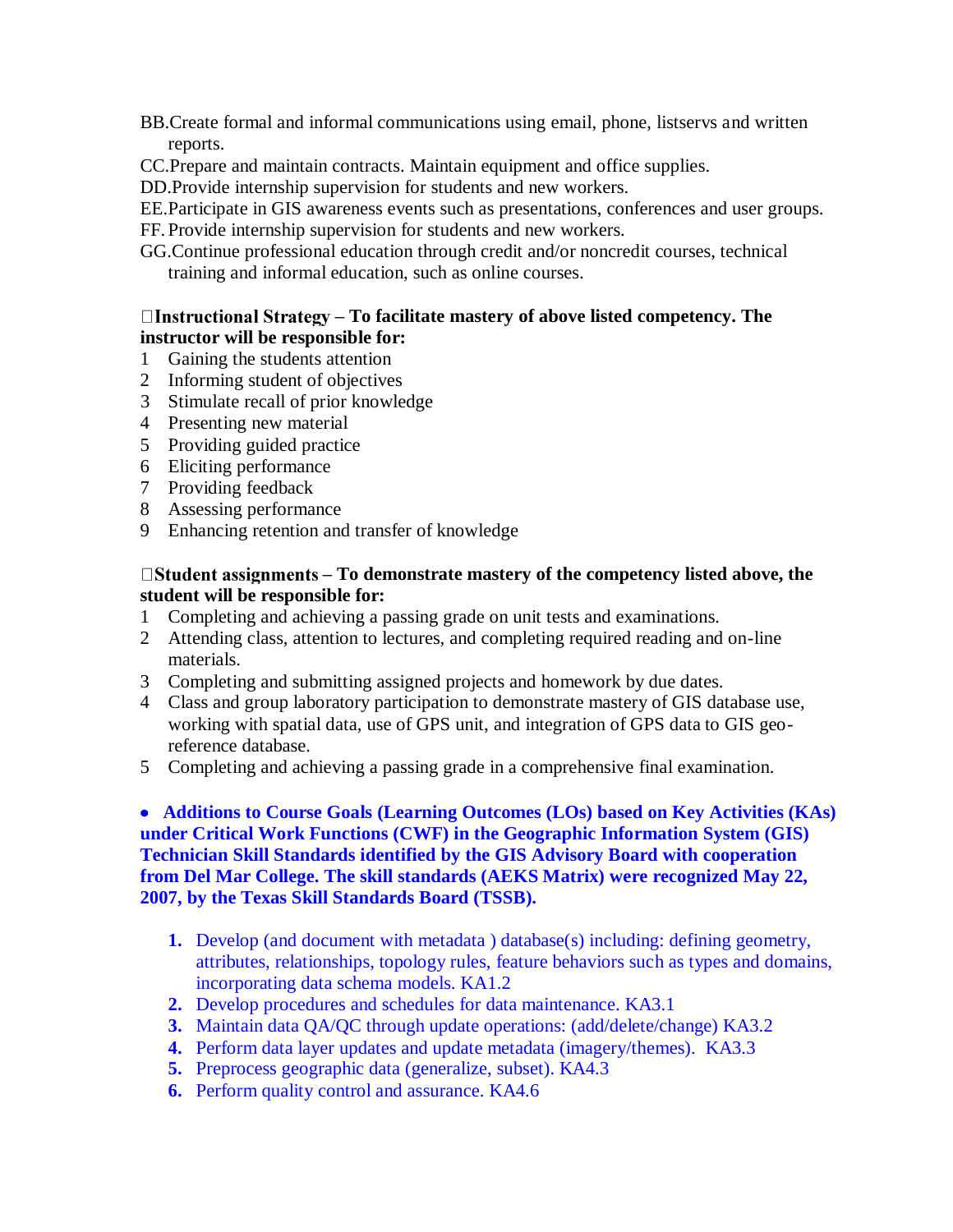BB. Create formal and informal communications using email, phone, listservs and written reports.
CC. Prepare and maintain contracts. Maintain equipment and office supplies.
DD. Provide internship supervision for students and new workers.
EE. Participate in GIS awareness events such as presentations, conferences and user groups.
FF. Provide internship supervision for students and new workers.
GG. Continue professional education through credit and/or noncredit courses, technical training and informal education, such as online courses.

**Instructional Strategy – To facilitate mastery of above listed competency. The instructor will be responsible for:**

1. Gaining the students attention
2. Informing student of objectives
3. Stimulate recall of prior knowledge
4. Presenting new material
5. Providing guided practice
6. Eliciting performance
7. Providing feedback
8. Assessing performance
9. Enhancing retention and transfer of knowledge

**Student assignments – To demonstrate mastery of the competency listed above, the student will be responsible for:**

1. Completing and achieving a passing grade on unit tests and examinations.
2. Attending class, attention to lectures, and completing required reading and on-line materials.
3. Completing and submitting assigned projects and homework by due dates.
4. Class and group laboratory participation to demonstrate mastery of GIS database use, working with spatial data, use of GPS unit, and integration of GPS data to GIS geo-reference database.
5. Completing and achieving a passing grade in a comprehensive final examination.

- **Additions to Course Goals (Learning Outcomes (LOs) based on Key Activities (KAs) under Critical Work Functions (CWF) in the Geographic Information System (GIS) Technician Skill Standards identified by the GIS Advisory Board with cooperation from Del Mar College. The skill standards (AEKS Matrix) were recognized May 22, 2007, by the Texas Skill Standards Board (TSSB).**

  1. Develop (and document with metadata ) database(s) including: defining geometry, attributes, relationships, topology rules, feature behaviors such as types and domains, incorporating data schema models. KA1.2
  2. Develop procedures and schedules for data maintenance. KA3.1
  3. Maintain data QA/QC through update operations: (add/delete/change) KA3.2
  4. Perform data layer updates and update metadata (imagery/themes). KA3.3
  5. Preprocess geographic data (generalize, subset). KA4.3
  6. Perform quality control and assurance. KA4.6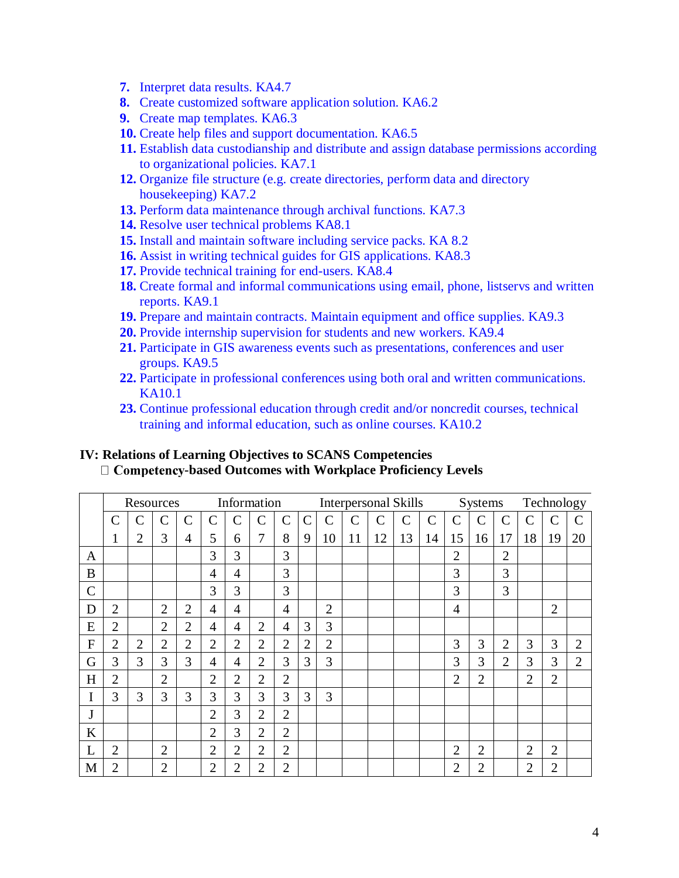7. Interpret data results. KA4.7
8. Create customized software application solution. KA6.2
9. Create map templates. KA6.3
10. Create help files and support documentation. KA6.5
11. Establish data custodianship and distribute and assign database permissions according to organizational policies. KA7.1
12. Organize file structure (e.g. create directories, perform data and directory housekeeping) KA7.2
13. Perform data maintenance through archival functions. KA7.3
14. Resolve user technical problems KA8.1
15. Install and maintain software including service packs. KA 8.2
16. Assist in writing technical guides for GIS applications. KA8.3
17. Provide technical training for end-users. KA8.4
18. Create formal and informal communications using email, phone, listservs and written reports. KA9.1
19. Prepare and maintain contracts. Maintain equipment and office supplies. KA9.3
20. Provide internship supervision for students and new workers. KA9.4
21. Participate in GIS awareness events such as presentations, conferences and user groups. KA9.5
22. Participate in professional conferences using both oral and written communications. KA10.1
23. Continue professional education through credit and/or noncredit courses, technical training and informal education, such as online courses. KA10.2

**IV: Relations of Learning Objectives to SCANS Competencies**

- **Competency-based Outcomes with Workplace Proficiency Levels**

| | Resources | | | | Information | | | | Interpersonal Skills | | | | | | Systems | | | Technology | | |
|---|---|---|---|---|---|---|---|---|---|---|---|---|---|---|---|---|---|---|---|---|
| | C 1 | C 2 | C 3 | C 4 | C 5 | C 6 | C 7 | C 8 | C 9 | C 10 | C 11 | C 12 | C 13 | C 14 | C 15 | C 16 | C 17 | C 18 | C 19 | C 20 |
| A | | | | | 3 | 3 | | 3 | | | | | | | 2 | | 2 | | | |
| B | | | | | 4 | 4 | | 3 | | | | | | | 3 | | 3 | | | |
| C | | | | | 3 | 3 | | 3 | | | | | | | 3 | | 3 | | | |
| D | 2 | | 2 | 2 | 4 | 4 | | 4 | | 2 | | | | | 4 | | | | 2 | |
| E | 2 | | 2 | 2 | 4 | 4 | 2 | 4 | 3 | 3 | | | | | | | | | | |
| F | 2 | 2 | 2 | 2 | 2 | 2 | 2 | 2 | 2 | 2 | | | | | 3 | 3 | 2 | 3 | 3 | 2 |
| G | 3 | 3 | 3 | 3 | 4 | 4 | 2 | 3 | 3 | 3 | | | | | 3 | 3 | 2 | 3 | 3 | 2 |
| H | 2 | | 2 | | 2 | 2 | 2 | 2 | | | | | | | 2 | 2 | | 2 | 2 | |
| I | 3 | 3 | 3 | 3 | 3 | 3 | 3 | 3 | 3 | 3 | | | | | | | | | | |
| J | | | | | 2 | 3 | 2 | 2 | | | | | | | | | | | | |
| K | | | | | 2 | 3 | 2 | 2 | | | | | | | | | | | | |
| L | 2 | | 2 | | 2 | 2 | 2 | 2 | | | | | | | 2 | 2 | | 2 | 2 | |
| M | 2 | | 2 | | 2 | 2 | 2 | 2 | | | | | | | 2 | 2 | | 2 | 2 | |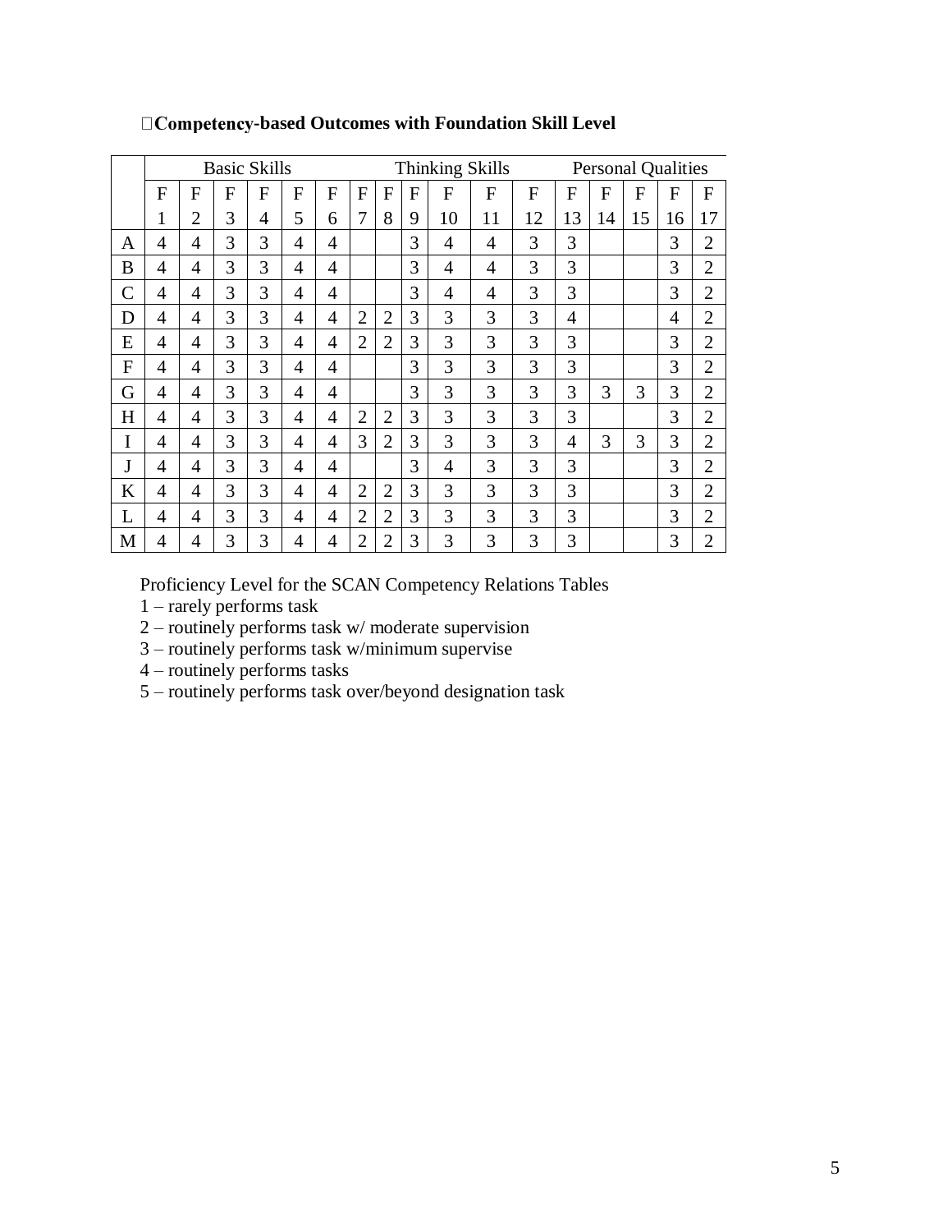**Competency-based Outcomes with Foundation Skill Level**

| | Basic Skills | | | | | | | | Thinking Skills | | | | Personal Qualities | | | | |
|---|---|---|---|---|---|---|---|---|---|---|---|---|---|---|---|---|---|
| | F 1 | F 2 | F 3 | F 4 | F 5 | F 6 | F 7 | F 8 | F 9 | F 10 | F 11 | F 12 | F 13 | F 14 | F 15 | F 16 | F 17 |
| A | 4 | 4 | 3 | 3 | 4 | 4 | | | 3 | 4 | 4 | 3 | 3 | | | 3 | 2 |
| B | 4 | 4 | 3 | 3 | 4 | 4 | | | 3 | 4 | 4 | 3 | 3 | | | 3 | 2 |
| C | 4 | 4 | 3 | 3 | 4 | 4 | | | 3 | 4 | 4 | 3 | 3 | | | 3 | 2 |
| D | 4 | 4 | 3 | 3 | 4 | 4 | 2 | 2 | 3 | 3 | 3 | 3 | 4 | | | 4 | 2 |
| E | 4 | 4 | 3 | 3 | 4 | 4 | 2 | 2 | 3 | 3 | 3 | 3 | 3 | | | 3 | 2 |
| F | 4 | 4 | 3 | 3 | 4 | 4 | | | 3 | 3 | 3 | 3 | 3 | | | 3 | 2 |
| G | 4 | 4 | 3 | 3 | 4 | 4 | | | 3 | 3 | 3 | 3 | 3 | 3 | 3 | 3 | 2 |
| H | 4 | 4 | 3 | 3 | 4 | 4 | 2 | 2 | 3 | 3 | 3 | 3 | 3 | | | 3 | 2 |
| I | 4 | 4 | 3 | 3 | 4 | 4 | 3 | 2 | 3 | 3 | 3 | 3 | 4 | 3 | 3 | 3 | 2 |
| J | 4 | 4 | 3 | 3 | 4 | 4 | | | 3 | 4 | 3 | 3 | 3 | | | 3 | 2 |
| K | 4 | 4 | 3 | 3 | 4 | 4 | 2 | 2 | 3 | 3 | 3 | 3 | 3 | | | 3 | 2 |
| L | 4 | 4 | 3 | 3 | 4 | 4 | 2 | 2 | 3 | 3 | 3 | 3 | 3 | | | 3 | 2 |
| M | 4 | 4 | 3 | 3 | 4 | 4 | 2 | 2 | 3 | 3 | 3 | 3 | 3 | | | 3 | 2 |

Proficiency Level for the SCAN Competency Relations Tables

1 – rarely performs task
2 – routinely performs task w/ moderate supervision
3 – routinely performs task w/minimum supervise
4 – routinely performs tasks
5 – routinely performs task over/beyond designation task